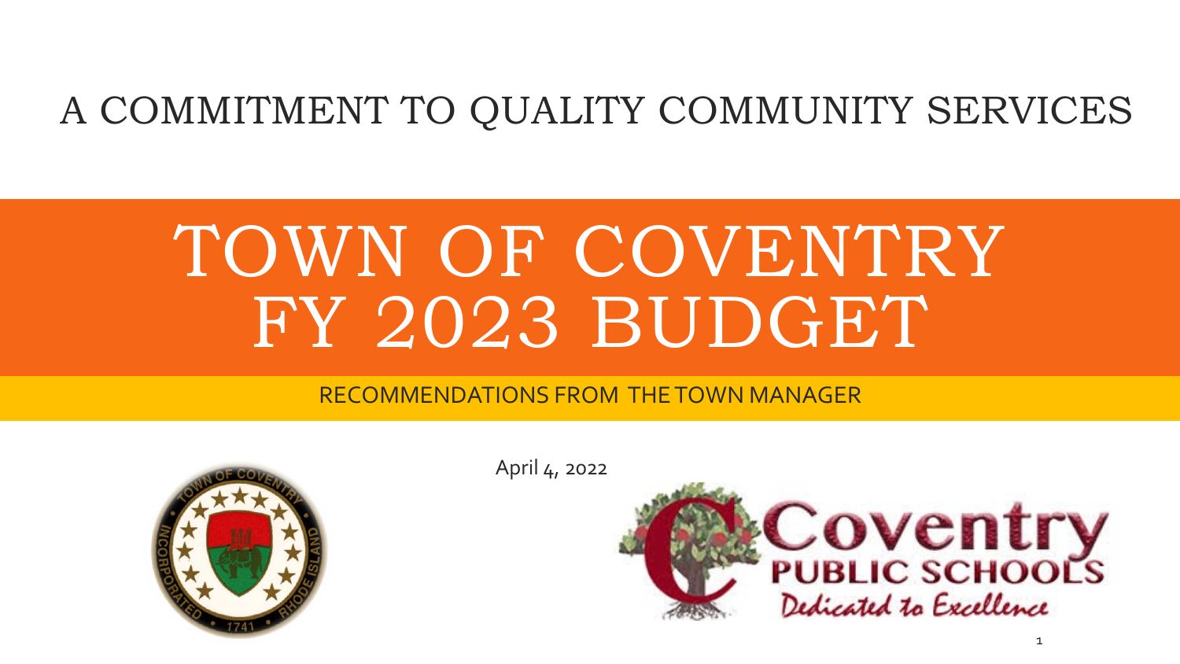A COMMITMENT TO QUALITY COMMUNITY SERVICES

# TOWN OF COVENTRY FY 2023 BUDGET

RECOMMENDATIONS FROM THE TOWN MANAGER

April 4, 2022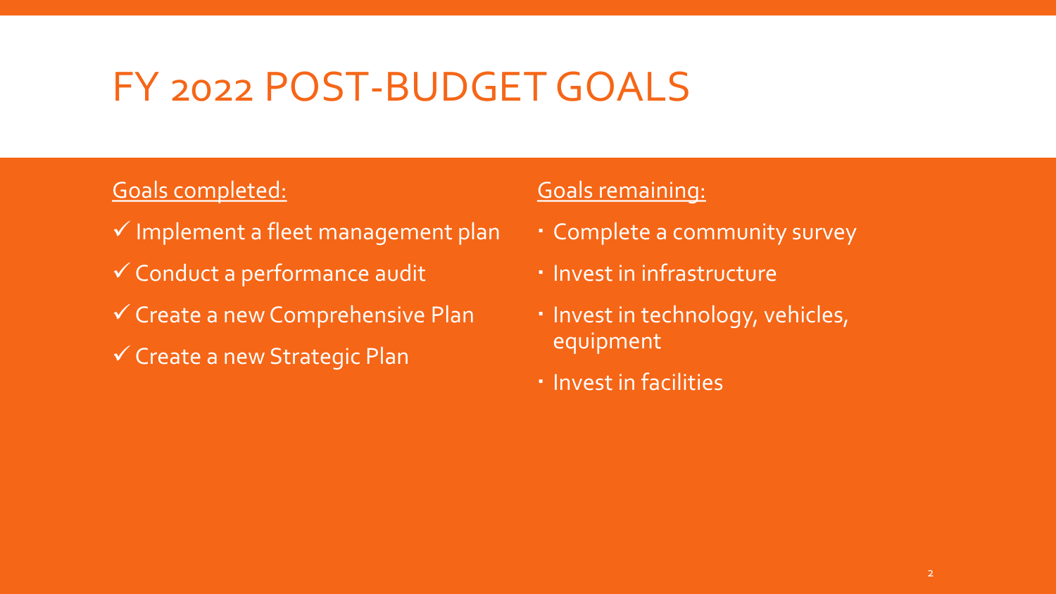# FY 2022 POST-BUDGET GOALS

Goals completed:

- ✓ Implement a fleet management plan
- ✓ Conduct a performance audit
- ✓ Create a new Comprehensive Plan
- ✓ Create a new Strategic Plan

Goals remaining:

- Complete a community survey
- Invest in infrastructure
- Invest in technology, vehicles, equipment
- Invest in facilities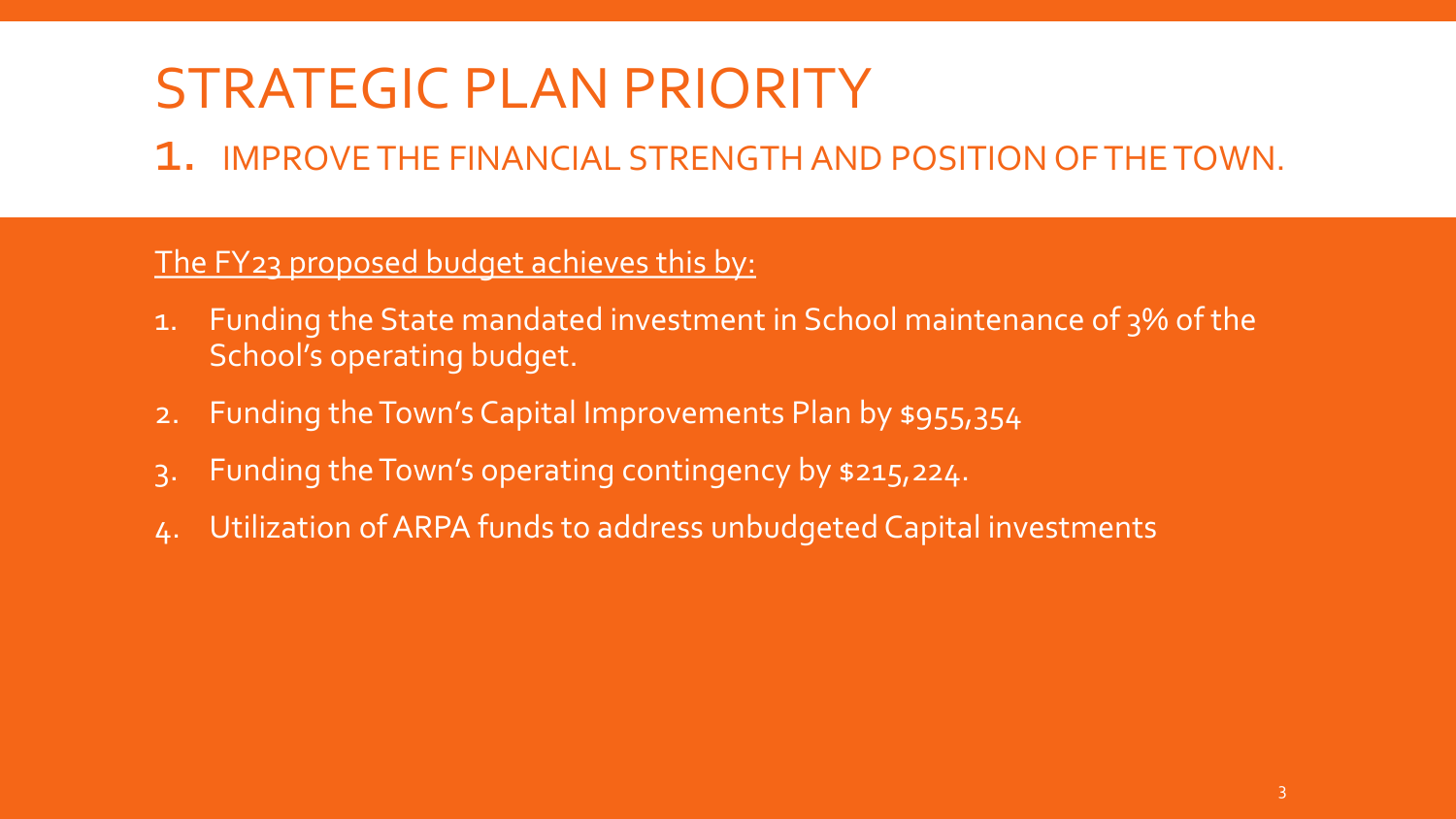# STRATEGIC PLAN PRIORITY

## 1. IMPROVE THE FINANCIAL STRENGTH AND POSITION OF THE TOWN.

The FY23 proposed budget achieves this by:

1. Funding the State mandated investment in School maintenance of 3% of the School's operating budget.
2. Funding the Town's Capital Improvements Plan by $955,354
3. Funding the Town's operating contingency by $215,224.
4. Utilization of ARPA funds to address unbudgeted Capital investments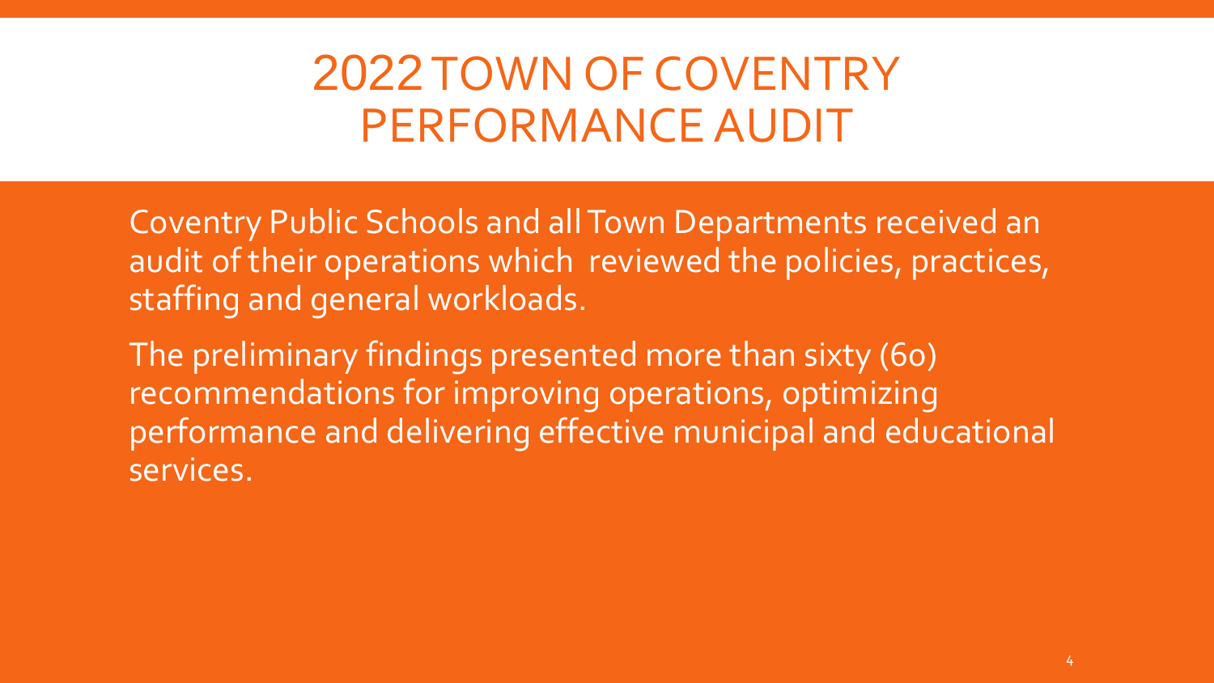# 2022 TOWN OF COVENTRY PERFORMANCE AUDIT

Coventry Public Schools and all Town Departments received an audit of their operations which reviewed the policies, practices, staffing and general workloads.

The preliminary findings presented more than sixty (60) recommendations for improving operations, optimizing performance and delivering effective municipal and educational services.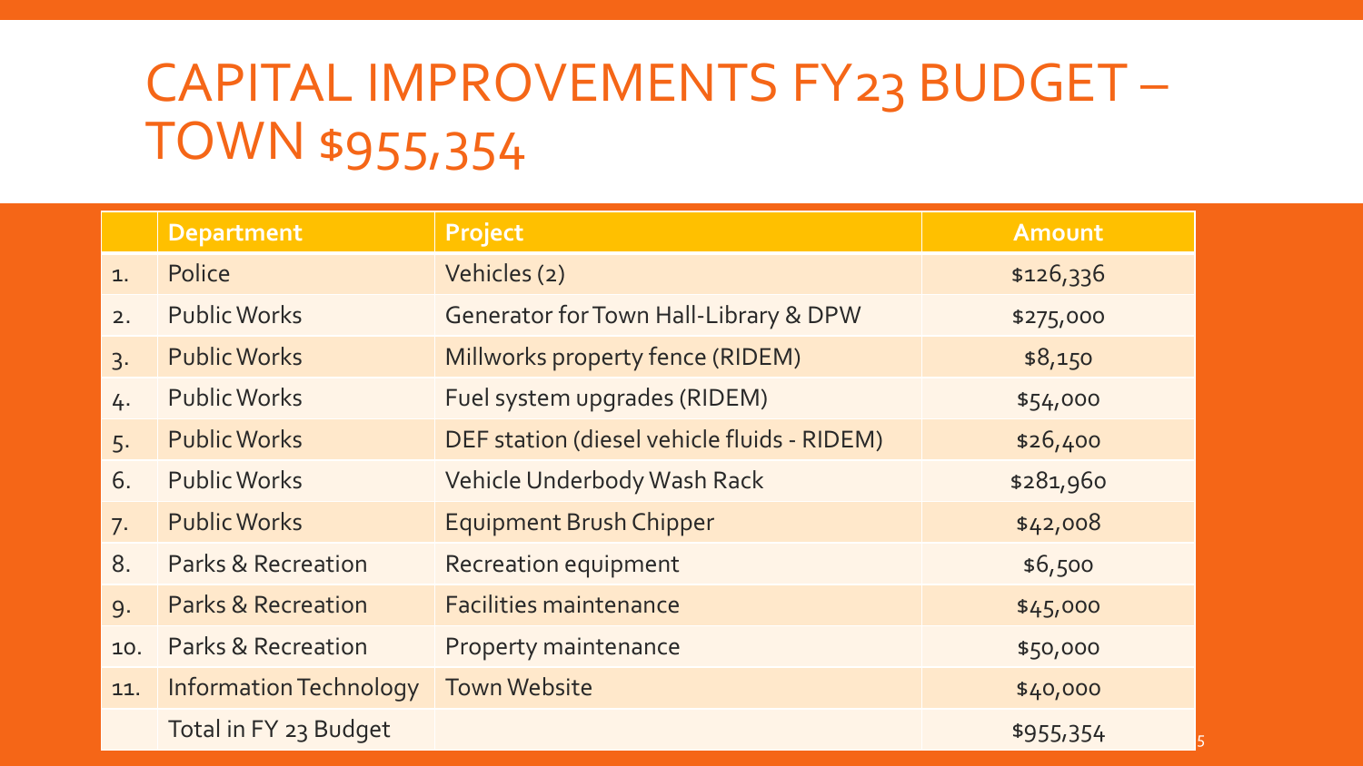# CAPITAL IMPROVEMENTS FY23 BUDGET – TOWN $955,354

| | Department | Project | Amount |
|---|---|---|---|
| 1. | Police | Vehicles (2) | $126,336 |
| 2. | Public Works | Generator for Town Hall-Library & DPW | $275,000 |
| 3. | Public Works | Millworks property fence (RIDEM) | $8,150 |
| 4. | Public Works | Fuel system upgrades (RIDEM) | $54,000 |
| 5. | Public Works | DEF station (diesel vehicle fluids - RIDEM) | $26,400 |
| 6. | Public Works | Vehicle Underbody Wash Rack | $281,960 |
| 7. | Public Works | Equipment Brush Chipper | $42,008 |
| 8. | Parks & Recreation | Recreation equipment | $6,500 |
| 9. | Parks & Recreation | Facilities maintenance | $45,000 |
| 10. | Parks & Recreation | Property maintenance | $50,000 |
| 11. | Information Technology | Town Website | $40,000 |
| | Total in FY 23 Budget | | $955,354 |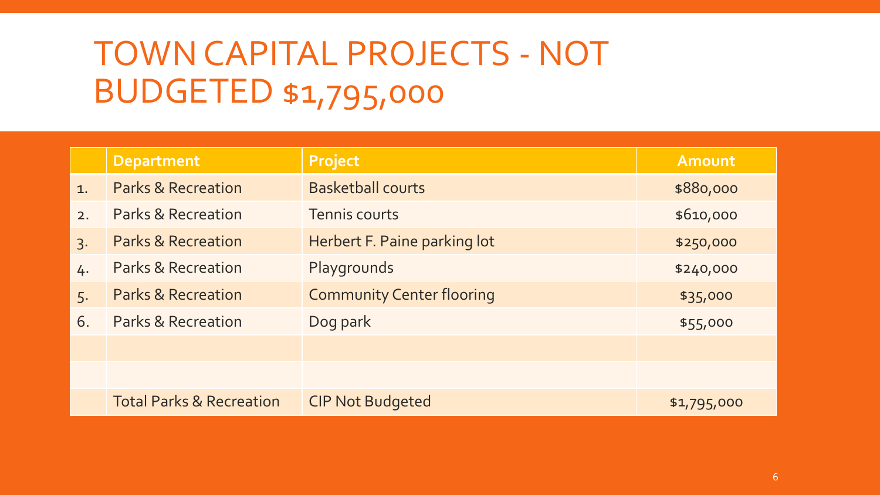# TOWN CAPITAL PROJECTS - NOT BUDGETED $1,795,000

| | Department | Project | Amount |
|---|---|---|---|
| 1. | Parks & Recreation | Basketball courts | $880,000 |
| 2. | Parks & Recreation | Tennis courts | $610,000 |
| 3. | Parks & Recreation | Herbert F. Paine parking lot | $250,000 |
| 4. | Parks & Recreation | Playgrounds | $240,000 |
| 5. | Parks & Recreation | Community Center flooring | $35,000 |
| 6. | Parks & Recreation | Dog park | $55,000 |
| | | | |
| | | | |
| | Total Parks & Recreation | CIP Not Budgeted | $1,795,000 |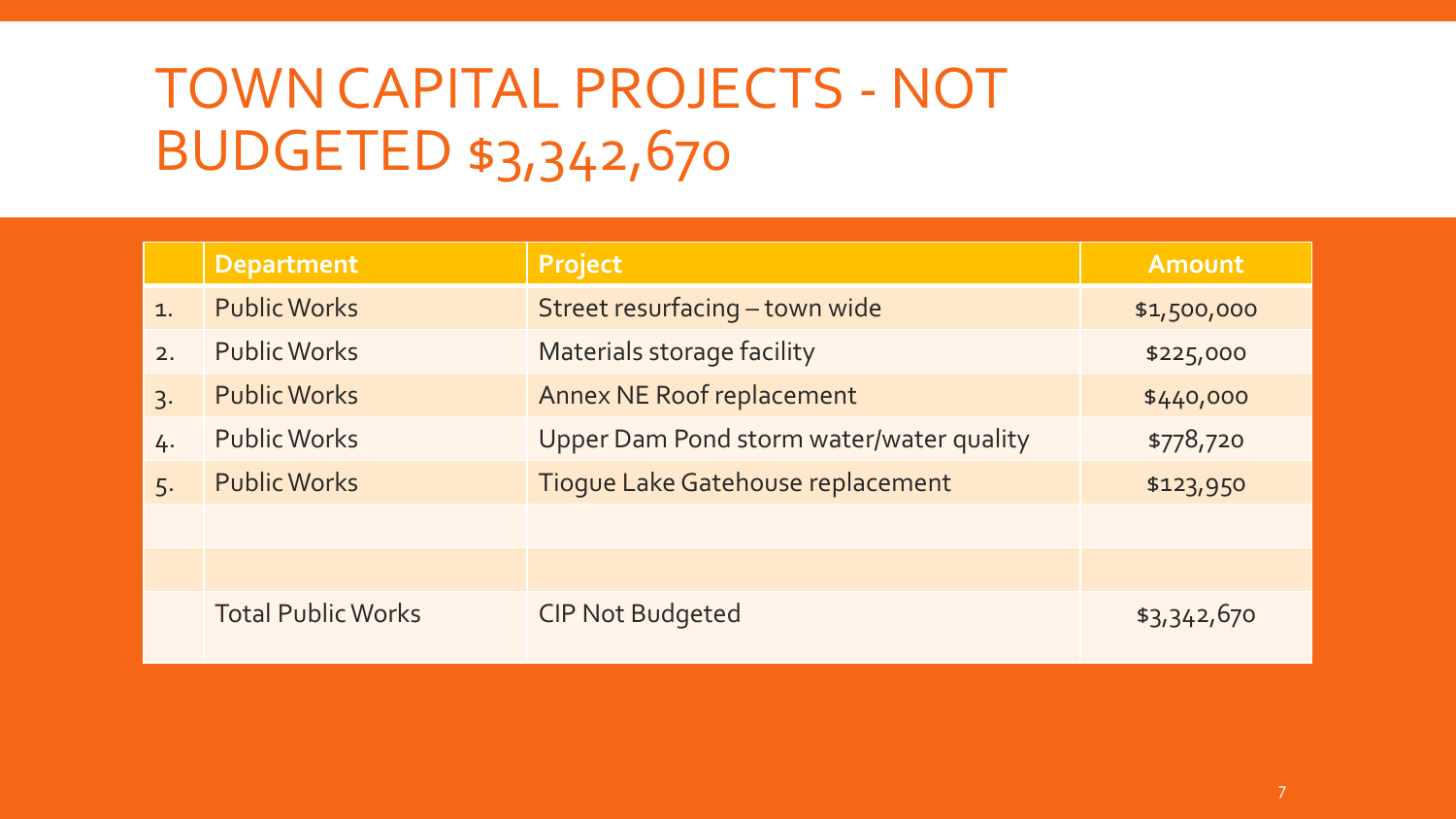# TOWN CAPITAL PROJECTS - NOT BUDGETED $3,342,670

| | Department | Project | Amount |
|---|---|---|---|
| 1. | Public Works | Street resurfacing – town wide | $1,500,000 |
| 2. | Public Works | Materials storage facility | $225,000 |
| 3. | Public Works | Annex NE Roof replacement | $440,000 |
| 4. | Public Works | Upper Dam Pond storm water/water quality | $778,720 |
| 5. | Public Works | Tiogue Lake Gatehouse replacement | $123,950 |
| | | | |
| | | | |
| | Total Public Works | CIP Not Budgeted | $3,342,670 |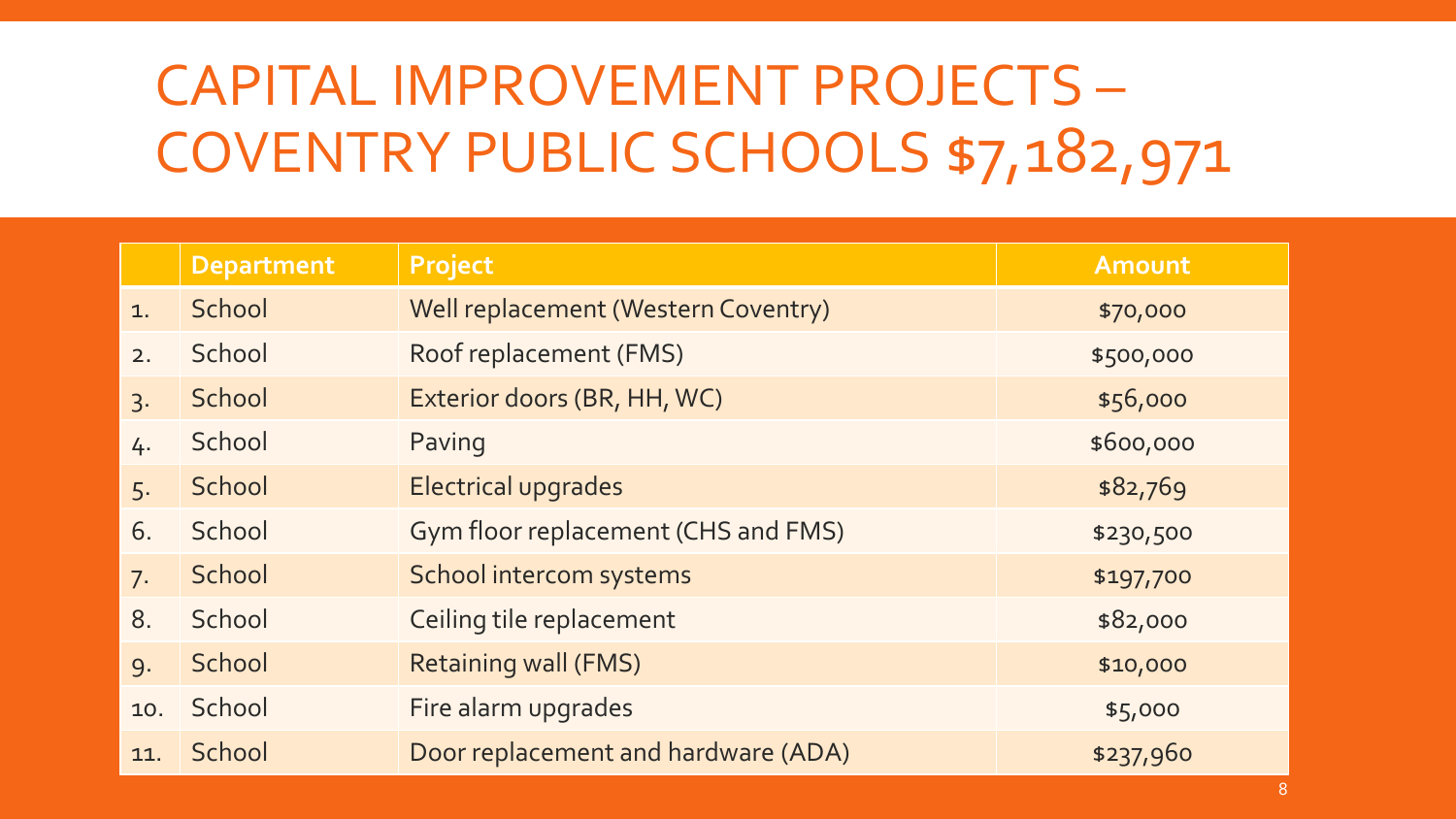# CAPITAL IMPROVEMENT PROJECTS – COVENTRY PUBLIC SCHOOLS $7,182,971

| | Department | Project | Amount |
|---|---|---|---|
| 1. | School | Well replacement (Western Coventry) | $70,000 |
| 2. | School | Roof replacement (FMS) | $500,000 |
| 3. | School | Exterior doors (BR, HH, WC) | $56,000 |
| 4. | School | Paving | $600,000 |
| 5. | School | Electrical upgrades | $82,769 |
| 6. | School | Gym floor replacement (CHS and FMS) | $230,500 |
| 7. | School | School intercom systems | $197,700 |
| 8. | School | Ceiling tile replacement | $82,000 |
| 9. | School | Retaining wall (FMS) | $10,000 |
| 10. | School | Fire alarm upgrades | $5,000 |
| 11. | School | Door replacement and hardware (ADA) | $237,960 |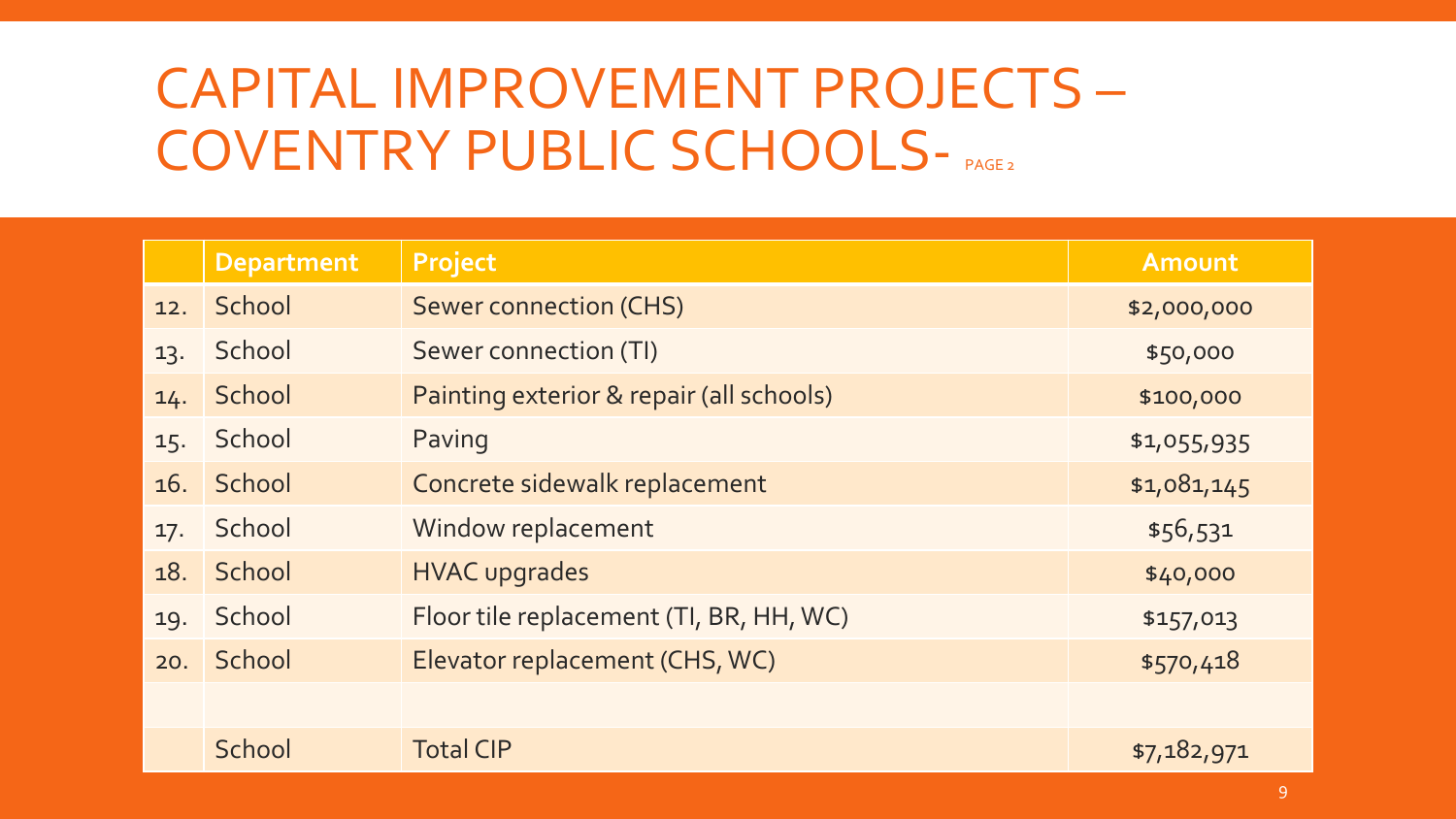# CAPITAL IMPROVEMENT PROJECTS – COVENTRY PUBLIC SCHOOLS- PAGE 2

| | Department | Project | Amount |
|---|---|---|---|
| 12. | School | Sewer connection (CHS) | $2,000,000 |
| 13. | School | Sewer connection (TI) | $50,000 |
| 14. | School | Painting exterior & repair (all schools) | $100,000 |
| 15. | School | Paving | $1,055,935 |
| 16. | School | Concrete sidewalk replacement | $1,081,145 |
| 17. | School | Window replacement | $56,531 |
| 18. | School | HVAC upgrades | $40,000 |
| 19. | School | Floor tile replacement (TI, BR, HH, WC) | $157,013 |
| 20. | School | Elevator replacement (CHS, WC) | $570,418 |
| | | | |
| | School | Total CIP | $7,182,971 |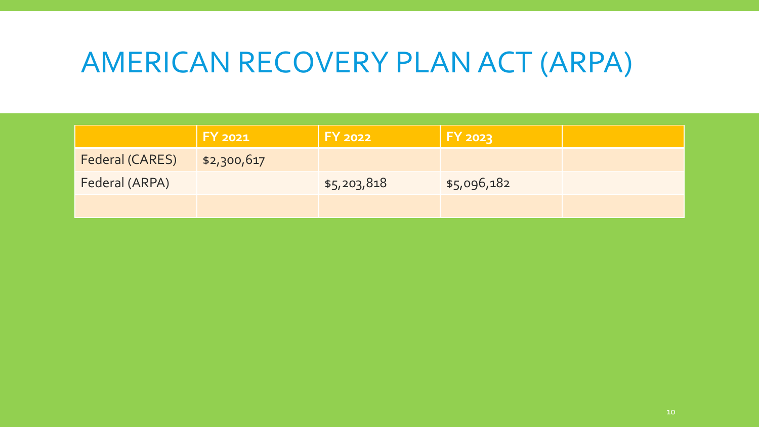# AMERICAN RECOVERY PLAN ACT (ARPA)

| | FY 2021 | FY 2022 | FY 2023 | |
|---|---|---|---|---|
| Federal (CARES) | $2,300,617 | | | |
| Federal (ARPA) | | $5,203,818 | $5,096,182 | |
| | | | | |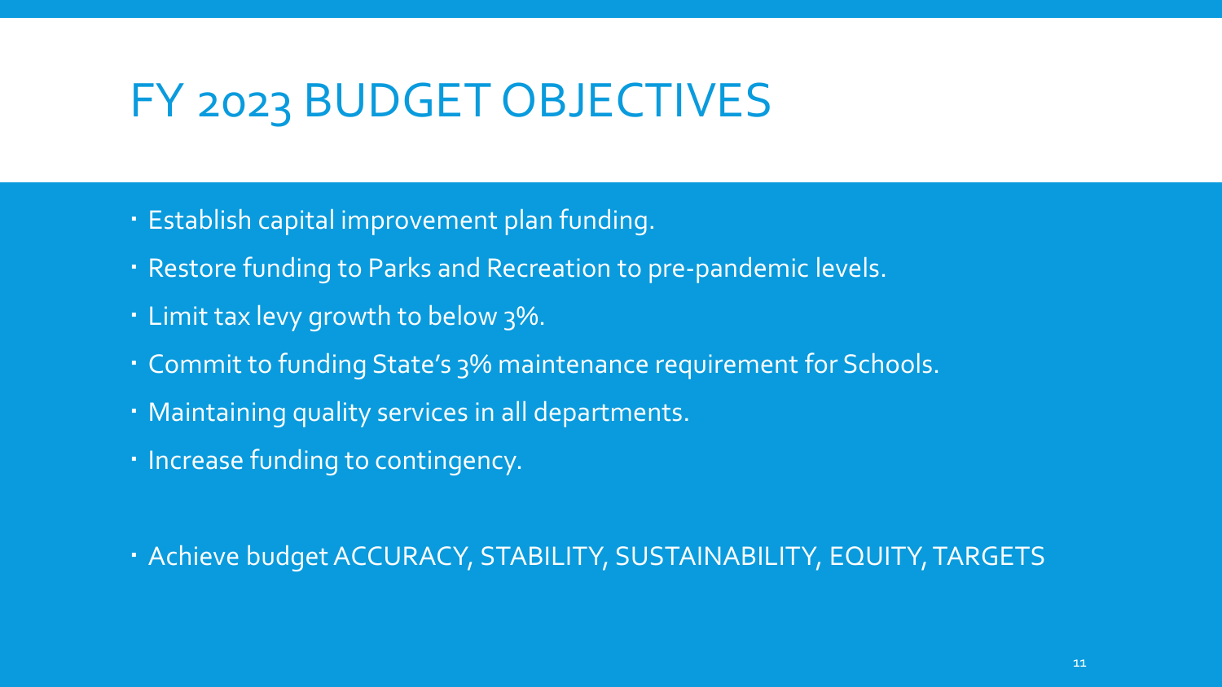# FY 2023 BUDGET OBJECTIVES

- Establish capital improvement plan funding.
- Restore funding to Parks and Recreation to pre-pandemic levels.
- Limit tax levy growth to below 3%.
- Commit to funding State's 3% maintenance requirement for Schools.
- Maintaining quality services in all departments.
- Increase funding to contingency.

- Achieve budget ACCURACY, STABILITY, SUSTAINABILITY, EQUITY, TARGETS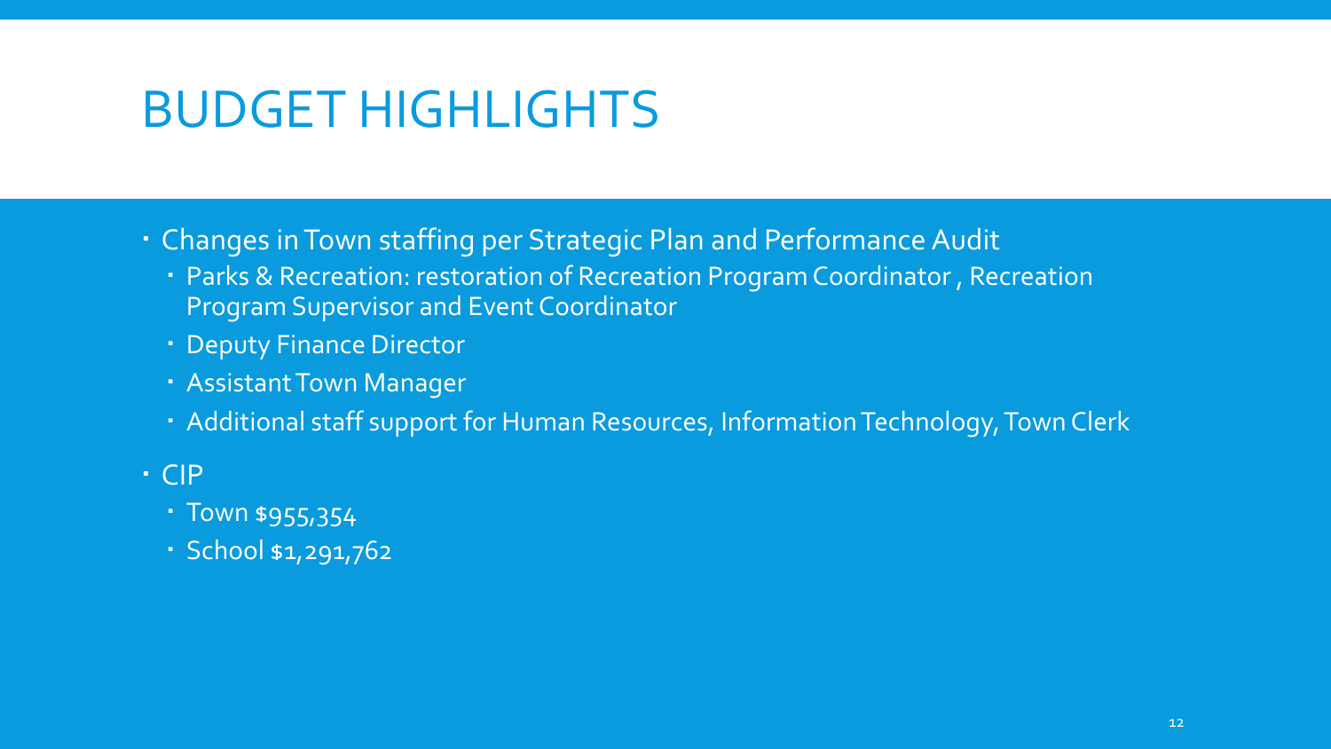# BUDGET HIGHLIGHTS

- Changes in Town staffing per Strategic Plan and Performance Audit
  - Parks & Recreation: restoration of Recreation Program Coordinator , Recreation Program Supervisor and Event Coordinator
  - Deputy Finance Director
  - Assistant Town Manager
  - Additional staff support for Human Resources, Information Technology, Town Clerk
- CIP
  - Town $955,354
  - School $1,291,762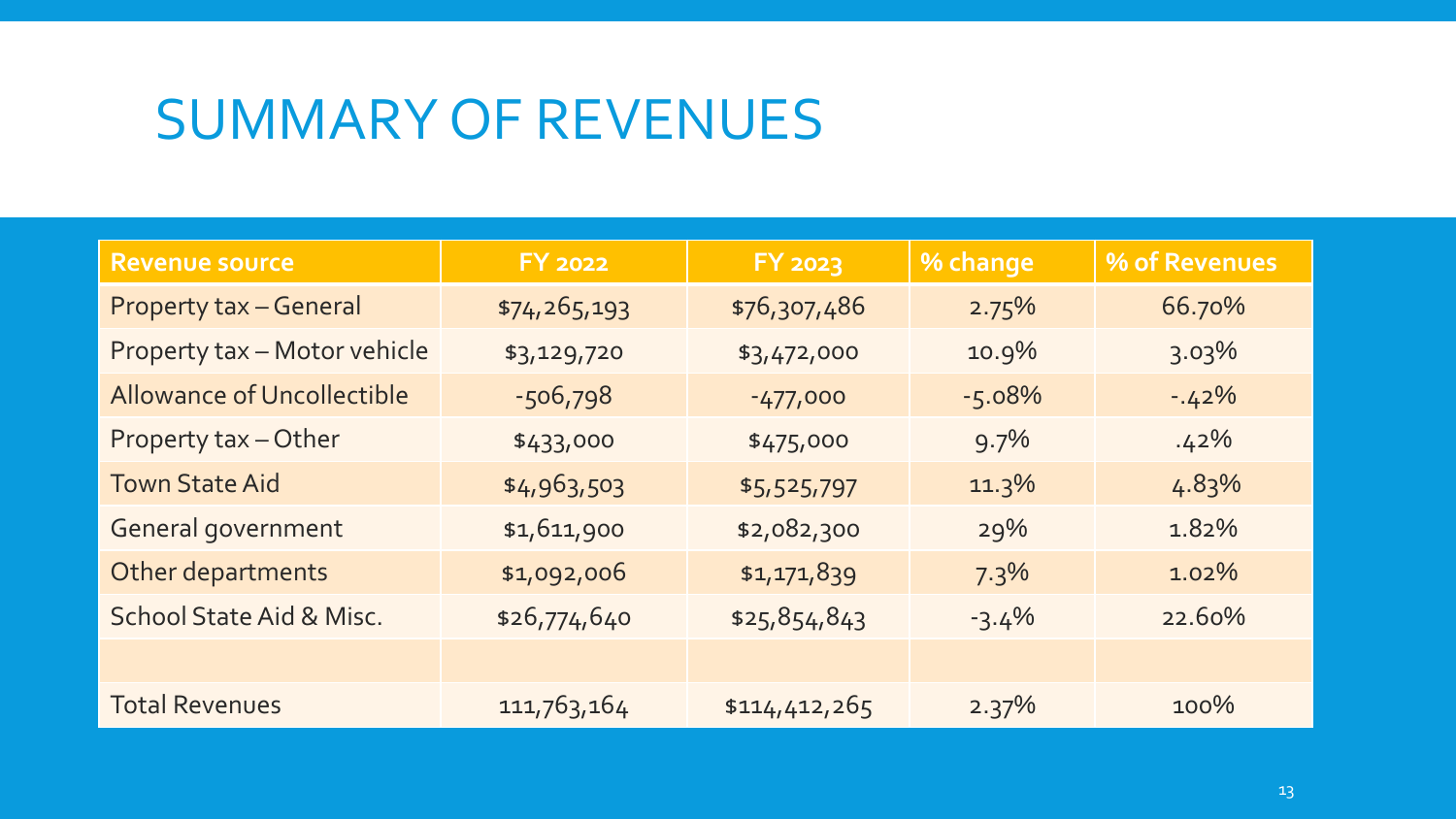# SUMMARY OF REVENUES

| Revenue source | FY 2022 | FY 2023 | % change | % of Revenues |
|---|---|---|---|---|
| Property tax – General | $74,265,193 | $76,307,486 | 2.75% | 66.70% |
| Property tax – Motor vehicle | $3,129,720 | $3,472,000 | 10.9% | 3.03% |
| Allowance of Uncollectible | -506,798 | -477,000 | -5.08% | -.42% |
| Property tax – Other | $433,000 | $475,000 | 9.7% | .42% |
| Town State Aid | $4,963,503 | $5,525,797 | 11.3% | 4.83% |
| General government | $1,611,900 | $2,082,300 | 29% | 1.82% |
| Other departments | $1,092,006 | $1,171,839 | 7.3% | 1.02% |
| School State Aid & Misc. | $26,774,640 | $25,854,843 | -3.4% | 22.60% |
| | | | | |
| Total Revenues | 111,763,164 | $114,412,265 | 2.37% | 100% |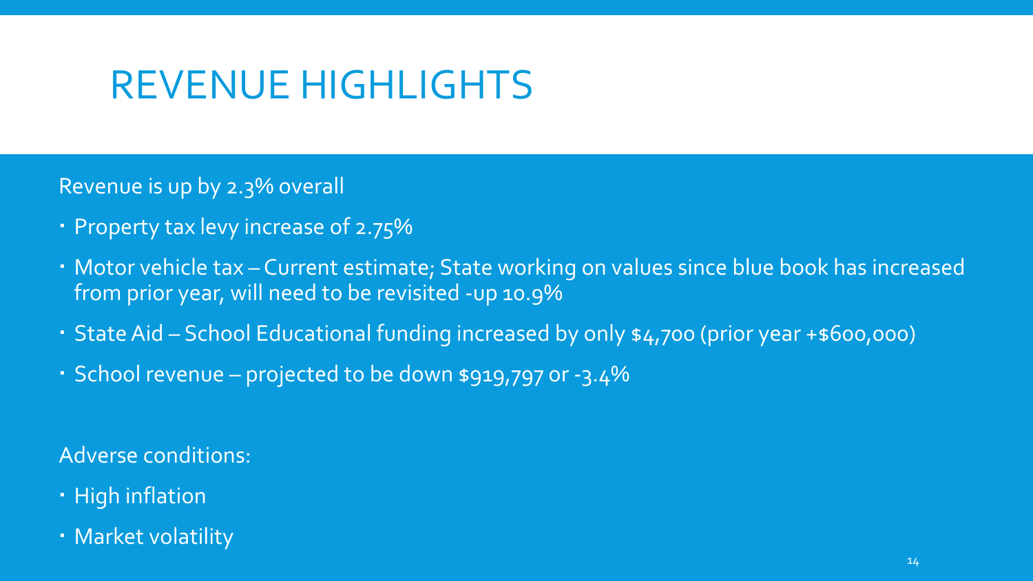# REVENUE HIGHLIGHTS

Revenue is up by 2.3% overall

- Property tax levy increase of 2.75%
- Motor vehicle tax – Current estimate; State working on values since blue book has increased from prior year, will need to be revisited -up 10.9%
- State Aid – School Educational funding increased by only $4,700 (prior year +$600,000)
- School revenue – projected to be down $919,797 or -3.4%

Adverse conditions:

- High inflation
- Market volatility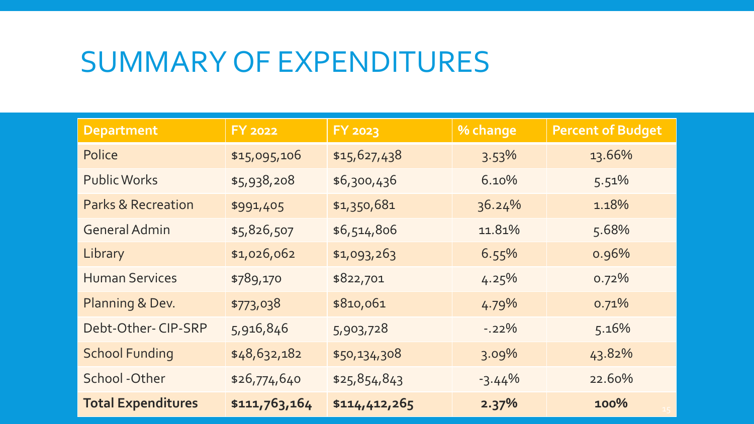# SUMMARY OF EXPENDITURES

| Department | FY 2022 | FY 2023 | % change | Percent of Budget |
|---|---|---|---|---|
| Police | $15,095,106 | $15,627,438 | 3.53% | 13.66% |
| Public Works | $5,938,208 | $6,300,436 | 6.10% | 5.51% |
| Parks & Recreation | $991,405 | $1,350,681 | 36.24% | 1.18% |
| General Admin | $5,826,507 | $6,514,806 | 11.81% | 5.68% |
| Library | $1,026,062 | $1,093,263 | 6.55% | 0.96% |
| Human Services | $789,170 | $822,701 | 4.25% | 0.72% |
| Planning & Dev. | $773,038 | $810,061 | 4.79% | 0.71% |
| Debt-Other- CIP-SRP | 5,916,846 | 5,903,728 | -.22% | 5.16% |
| School Funding | $48,632,182 | $50,134,308 | 3.09% | 43.82% |
| School -Other | $26,774,640 | $25,854,843 | -3.44% | 22.60% |
| **Total Expenditures** | **$111,763,164** | **$114,412,265** | **2.37%** | **100%** |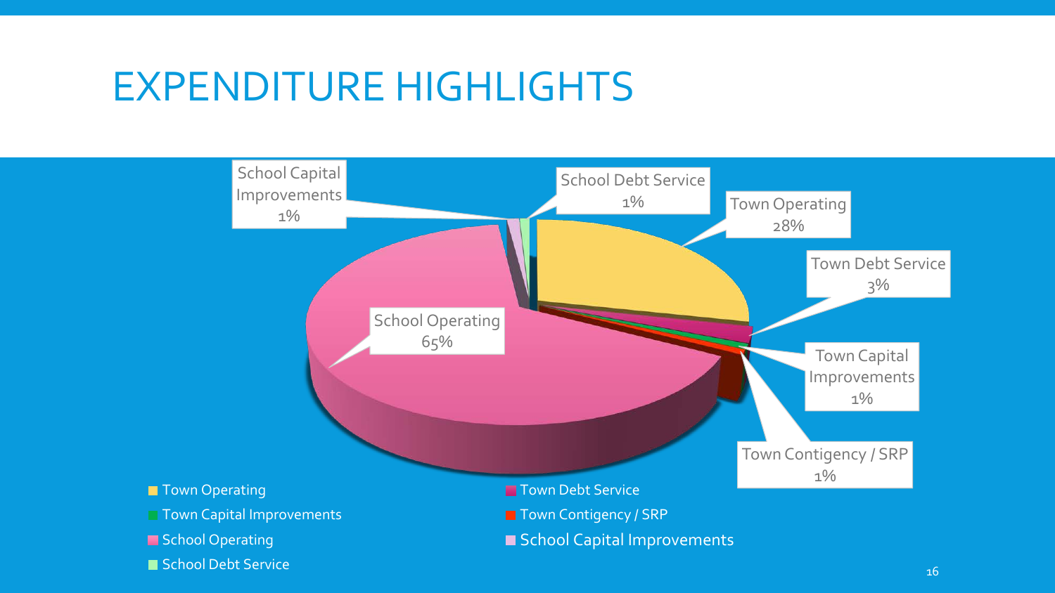# EXPENDITURE HIGHLIGHTS

| Category | Percentage |
| --- | --- |
| Town Operating | 28% |
| Town Debt Service | 3% |
| Town Capital Improvements | 1% |
| Town Contigency / SRP | 1% |
| School Operating | 65% |
| School Capital Improvements | 1% |
| School Debt Service | 1% |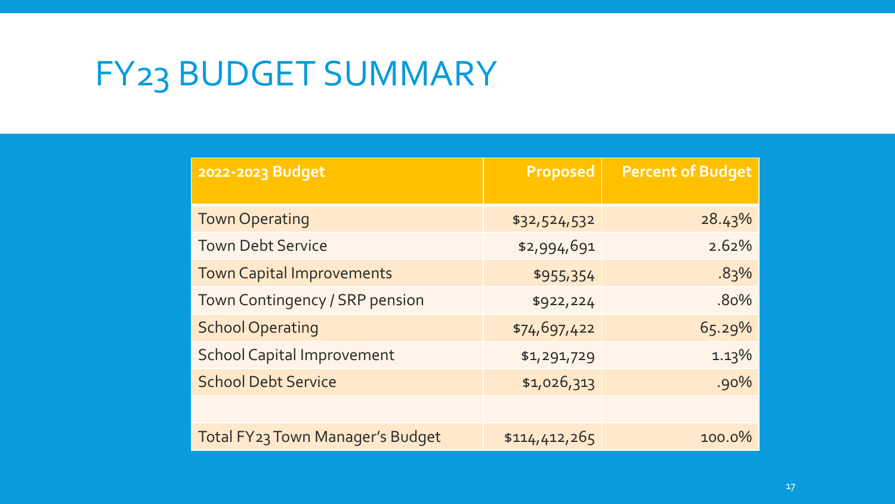# FY23 BUDGET SUMMARY

| 2022-2023 Budget | Proposed | Percent of Budget |
|---|---:|---:|
| Town Operating | $32,524,532 | 28.43% |
| Town Debt Service | $2,994,691 | 2.62% |
| Town Capital Improvements | $955,354 | .83% |
| Town Contingency / SRP pension | $922,224 | .80% |
| School Operating | $74,697,422 | 65.29% |
| School Capital Improvement | $1,291,729 | 1.13% |
| School Debt Service | $1,026,313 | .90% |
| | | |
| Total FY23 Town Manager's Budget | $114,412,265 | 100.0% |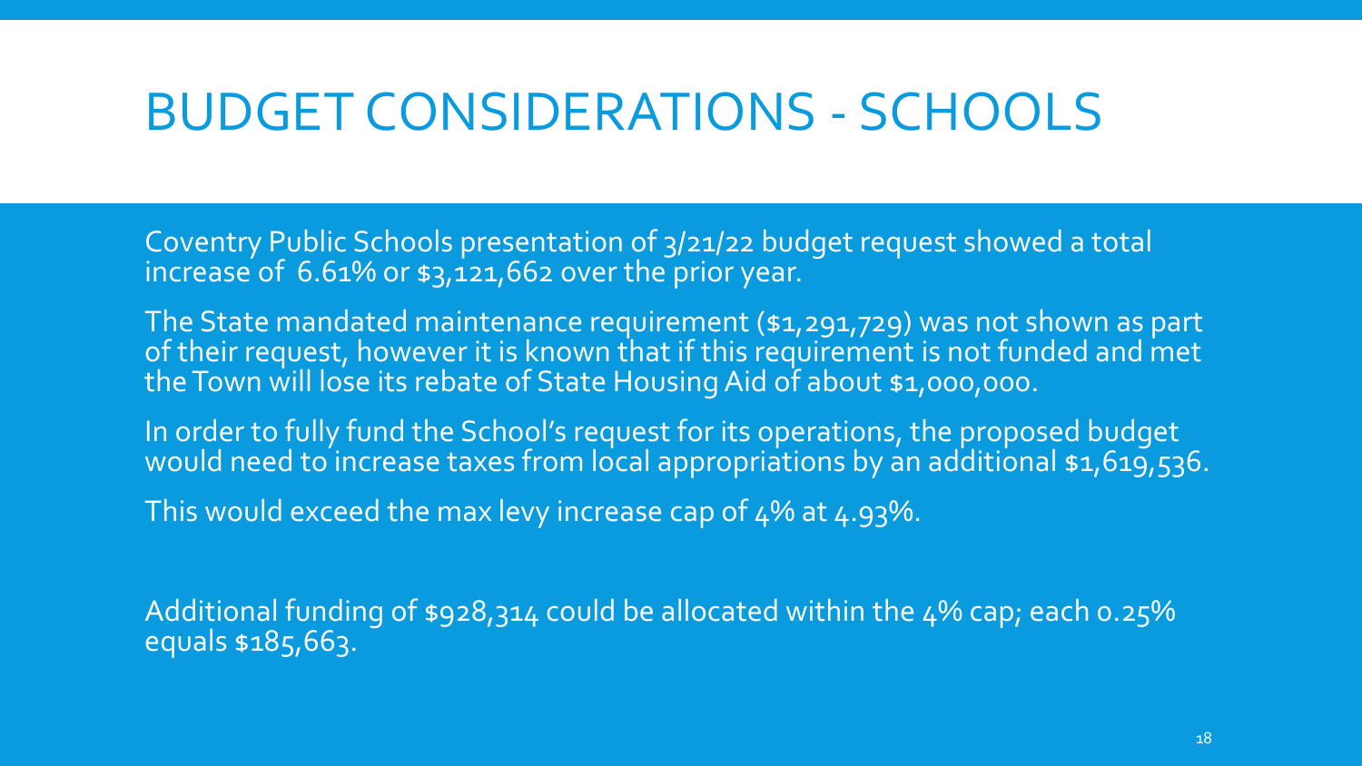# BUDGET CONSIDERATIONS - SCHOOLS

Coventry Public Schools presentation of 3/21/22 budget request showed a total increase of 6.61% or $3,121,662 over the prior year.

The State mandated maintenance requirement ($1,291,729) was not shown as part of their request, however it is known that if this requirement is not funded and met the Town will lose its rebate of State Housing Aid of about $1,000,000.

In order to fully fund the School's request for its operations, the proposed budget would need to increase taxes from local appropriations by an additional $1,619,536.

This would exceed the max levy increase cap of 4% at 4.93%.

Additional funding of $928,314 could be allocated within the 4% cap; each 0.25% equals $185,663.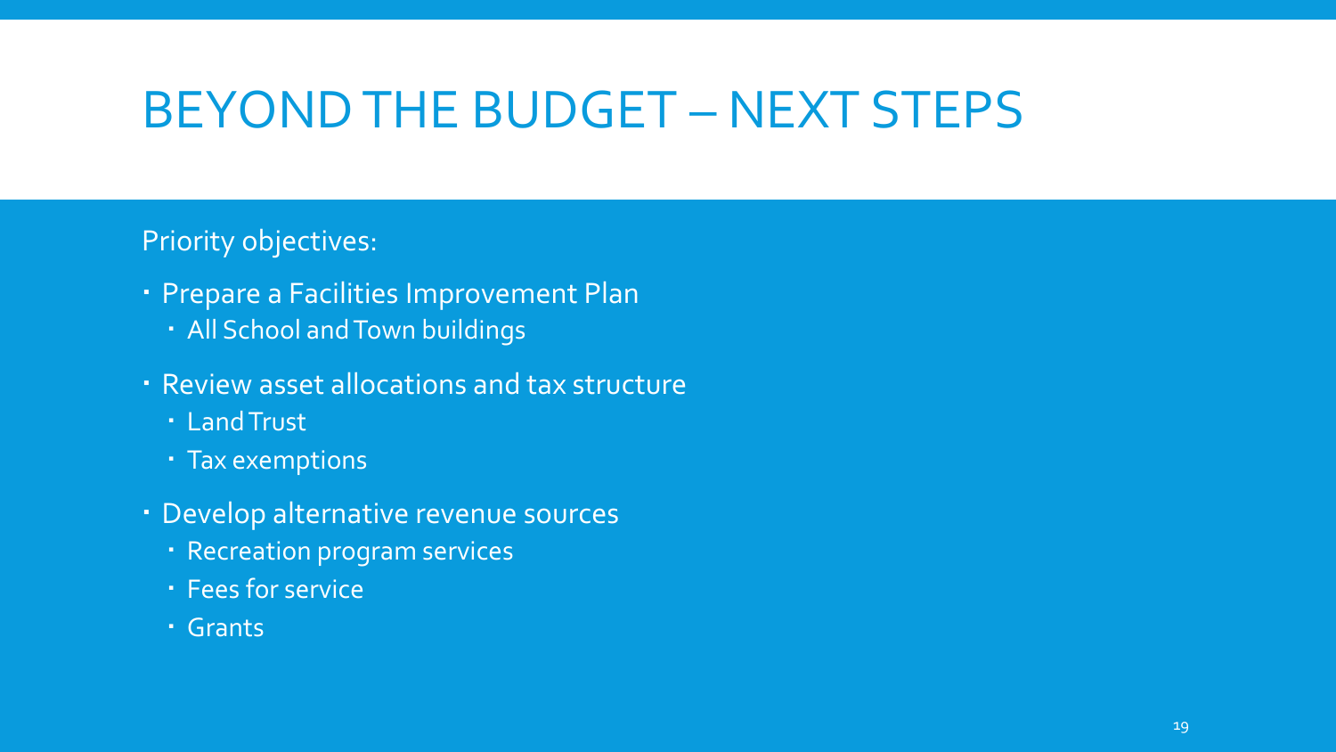# BEYOND THE BUDGET – NEXT STEPS

Priority objectives:

- Prepare a Facilities Improvement Plan
  - All School and Town buildings
- Review asset allocations and tax structure
  - Land Trust
  - Tax exemptions
- Develop alternative revenue sources
  - Recreation program services
  - Fees for service
  - Grants